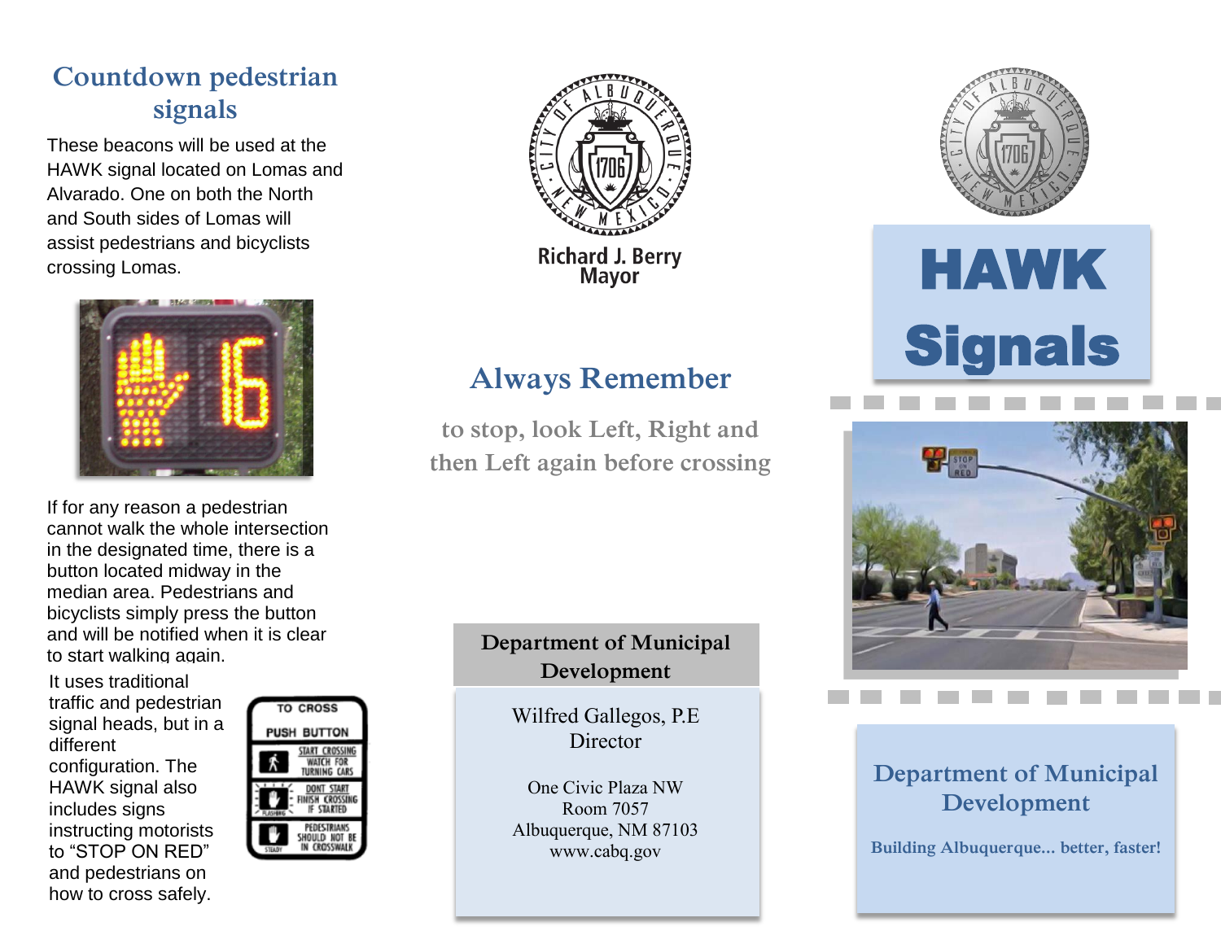## Countdown pedestrian signals

These beacons will be used at the HAWK signal located on Lomas and Alvarado. One on both the North and South sides of Lomas will assist pedestrians and bicyclists crossing Lomas.

If for any reason a pedestrian cannot walk the whole intersection in the designated time, there is a button located midway in the median area. Pedestrians and bicyclists simply press the button and will be notified when it is clear to start walking again.

It uses traditional traffic and pedestrian signal heads, but in a different configuration. The HAWK signal also includes signs instructing motorists to "STOP ON RED" and pedestrians on how to cross safely.

Richard J. Berry
Mayor

## Always Remember

to stop, look Left, Right and then Left again before crossing

**Department of Municipal Development**

Wilfred Gallegos, P.E
Director

One Civic Plaza NW
Room 7057
Albuquerque, NM 87103
www.cabq.gov

# HAWK Signals

## Department of Municipal Development

Building Albuquerque... better, faster!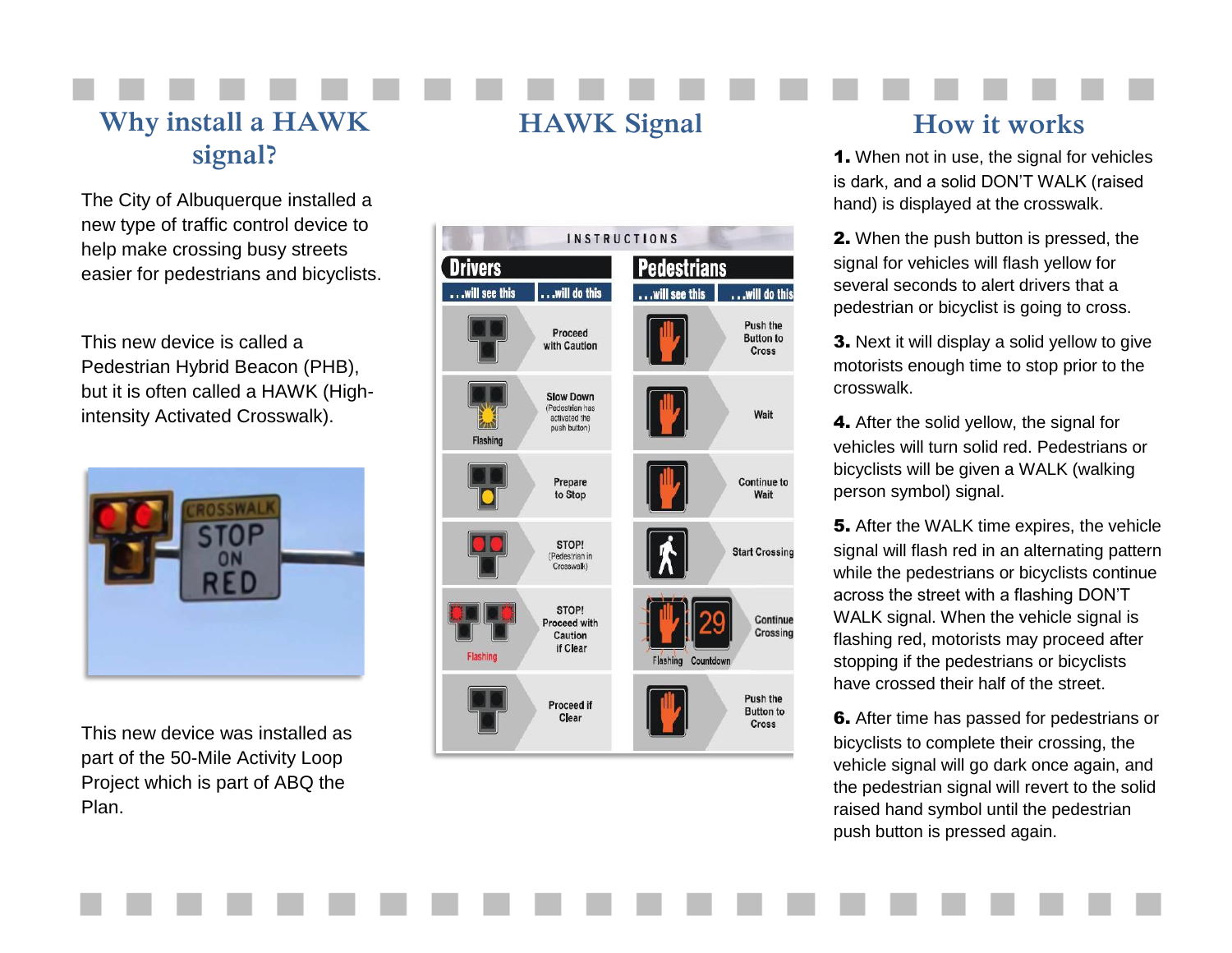## Why install a HAWK signal?

The City of Albuquerque installed a new type of traffic control device to help make crossing busy streets easier for pedestrians and bicyclists.

This new device is called a Pedestrian Hybrid Beacon (PHB), but it is often called a HAWK (High-intensity Activated Crosswalk).

This new device was installed as part of the 50-Mile Activity Loop Project which is part of ABQ the Plan.

## HAWK Signal

INSTRUCTIONS

| Drivers ...will see this | Drivers ...will do this | Pedestrians ...will see this | Pedestrians ...will do this |
|---|---|---|---|
| | Proceed with Caution | | Push the Button to Cross |
| Flashing | Slow Down (Pedestrian has activated the push button) | | Wait |
| | Prepare to Stop | | Continue to Wait |
| | STOP! (Pedestrian in Crosswalk) | | Start Crossing |
| Flashing | STOP! Proceed with Caution if Clear | Flashing 29 Countdown | Continue Crossing |
| | Proceed if Clear | | Push the Button to Cross |

## How it works

**1.** When not in use, the signal for vehicles is dark, and a solid DON'T WALK (raised hand) is displayed at the crosswalk.

**2.** When the push button is pressed, the signal for vehicles will flash yellow for several seconds to alert drivers that a pedestrian or bicyclist is going to cross.

**3.** Next it will display a solid yellow to give motorists enough time to stop prior to the crosswalk.

**4.** After the solid yellow, the signal for vehicles will turn solid red. Pedestrians or bicyclists will be given a WALK (walking person symbol) signal.

**5.** After the WALK time expires, the vehicle signal will flash red in an alternating pattern while the pedestrians or bicyclists continue across the street with a flashing DON'T WALK signal. When the vehicle signal is flashing red, motorists may proceed after stopping if the pedestrians or bicyclists have crossed their half of the street.

**6.** After time has passed for pedestrians or bicyclists to complete their crossing, the vehicle signal will go dark once again, and the pedestrian signal will revert to the solid raised hand symbol until the pedestrian push button is pressed again.